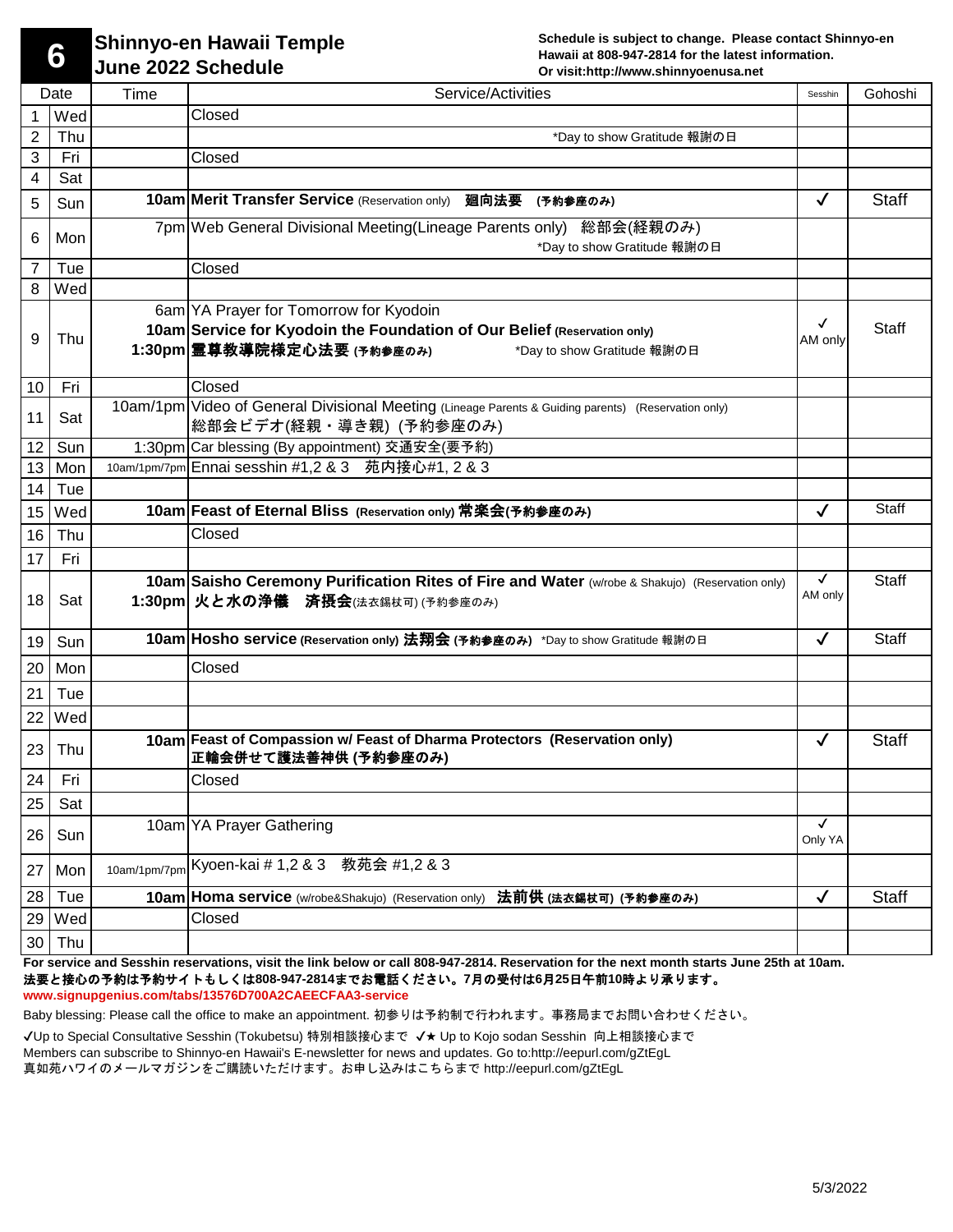# 6 Shinnyo-en Hawaii Temple June 2022 Schedule

**Schedule is subject to change. Please contact Shinnyo-en Hawaii at 808-947-2814 for the latest information. Or visit:http://www.shinnyoenusa.net**

| Date | | Time | Service/Activities | Sesshin | Gohoshi |
|---|---|---|---|---|---|
| 1 | Wed | | Closed | | |
| 2 | Thu | | *Day to show Gratitude 報謝の日 | | |
| 3 | Fri | | Closed | | |
| 4 | Sat | | | | |
| 5 | Sun | **10am** | **Merit Transfer Service** (Reservation only) **廻向法要 (予約参座のみ)** | ✓ | Staff |
| 6 | Mon | 7pm | Web General Divisional Meeting(Lineage Parents only) 総部会(経親のみ) *Day to show Gratitude 報謝の日 | | |
| 7 | Tue | | Closed | | |
| 8 | Wed | | | | |
| 9 | Thu | 6am<br>**10am**<br>**1:30pm** | YA Prayer for Tomorrow for Kyodoin<br>**Service for Kyodoin the Foundation of Our Belief (Reservation only)**<br>**霊尊教導院様定心法要 (予約参座のみ)** *Day to show Gratitude 報謝の日 | ✓ AM only | Staff |
| 10 | Fri | | Closed | | |
| 11 | Sat | 10am/1pm | Video of General Divisional Meeting (Lineage Parents & Guiding parents) (Reservation only) 総部会ビデオ(経親・導き親) (予約参座のみ) | | |
| 12 | Sun | 1:30pm | Car blessing (By appointment) 交通安全(要予約) | | |
| 13 | Mon | 10am/1pm/7pm | Ennai sesshin #1,2 & 3 苑内接心#1, 2 & 3 | | |
| 14 | Tue | | | | |
| 15 | Wed | **10am** | **Feast of Eternal Bliss (Reservation only) 常楽会(予約参座のみ)** | ✓ | Staff |
| 16 | Thu | | Closed | | |
| 17 | Fri | | | | |
| 18 | Sat | **10am**<br>**1:30pm** | **Saisho Ceremony Purification Rites of Fire and Water** (w/robe & Shakujo) (Reservation only)<br>**火と水の浄儀 済摂会**(法衣錫杖可) (予約参座のみ) | ✓ AM only | Staff |
| 19 | Sun | **10am** | **Hosho service (Reservation only) 法翔会 (予約参座のみ)** *Day to show Gratitude 報謝の日 | ✓ | Staff |
| 20 | Mon | | Closed | | |
| 21 | Tue | | | | |
| 22 | Wed | | | | |
| 23 | Thu | **10am** | **Feast of Compassion w/ Feast of Dharma Protectors (Reservation only) 正輪会併せて護法善神供 (予約参座のみ)** | ✓ | Staff |
| 24 | Fri | | Closed | | |
| 25 | Sat | | | | |
| 26 | Sun | 10am | YA Prayer Gathering | ✓ Only YA | |
| 27 | Mon | 10am/1pm/7pm | Kyoen-kai # 1,2 & 3 教苑会 #1,2 & 3 | | |
| 28 | Tue | **10am** | **Homa service** (w/robe&Shakujo) (Reservation only) **法前供 (法衣錫杖可) (予約参座のみ)** | ✓ | Staff |
| 29 | Wed | | Closed | | |
| 30 | Thu | | | | |

**For service and Sesshin reservations, visit the link below or call 808-947-2814. Reservation for the next month starts June 25th at 10am.**
**法要と接心の予約は予約サイトもしくは808-947-2814までお電話ください。7月の受付は6月25日午前10時より承ります。**
**www.signupgenius.com/tabs/13576D700A2CAEECFAA3-service**

Baby blessing: Please call the office to make an appointment. 初参りは予約制で行われます。事務局までお問い合わせください。

✓Up to Special Consultative Sesshin (Tokubetsu) 特別相談接心まで ✓★ Up to Kojo sodan Sesshin 向上相談接心まで
Members can subscribe to Shinnyo-en Hawaii's E-newsletter for news and updates. Go to:http://eepurl.com/gZtEgL
真如苑ハワイのメールマガジンをご購読いただけます。お申し込みはこちらまで http://eepurl.com/gZtEgL

5/3/2022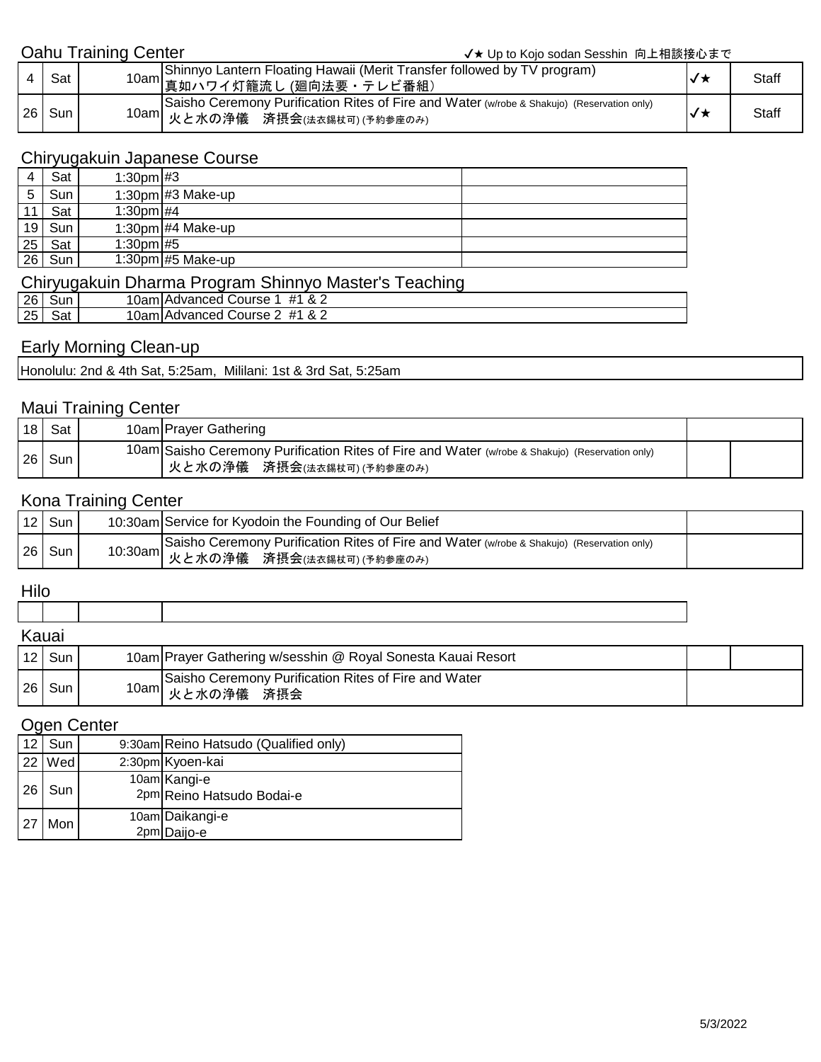## Oahu Training Center

✓★ Up to Kojo sodan Sesshin 向上相談接心まで

| | | | | | |
|---|---|---|---|---|---|
| 4 | Sat | 10am | Shinnyo Lantern Floating Hawaii (Merit Transfer followed by TV program)<br>真如ハワイ灯籠流し (廻向法要・テレビ番組) | ✓★ | Staff |
| 26 | Sun | 10am | Saisho Ceremony Purification Rites of Fire and Water (w/robe & Shakujo) (Reservation only)<br>火と水の浄儀 済摂会(法衣錫杖可) (予約参座のみ) | ✓★ | Staff |

## Chiryugakuin Japanese Course

| | | | | |
|---|---|---|---|---|
| 4 | Sat | 1:30pm | #3 | |
| 5 | Sun | 1:30pm | #3 Make-up | |
| 11 | Sat | 1:30pm | #4 | |
| 19 | Sun | 1:30pm | #4 Make-up | |
| 25 | Sat | 1:30pm | #5 | |
| 26 | Sun | 1:30pm | #5 Make-up | |

## Chiryugakuin Dharma Program Shinnyo Master's Teaching

| | | | |
|---|---|---|---|
| 26 | Sun | 10am | Advanced Course 1 #1 & 2 |
| 25 | Sat | 10am | Advanced Course 2 #1 & 2 |

## Early Morning Clean-up

Honolulu: 2nd & 4th Sat, 5:25am, Mililani: 1st & 3rd Sat, 5:25am

## Maui Training Center

| | | | | | |
|---|---|---|---|---|---|
| 18 | Sat | 10am | Prayer Gathering | | |
| 26 | Sun | 10am | Saisho Ceremony Purification Rites of Fire and Water (w/robe & Shakujo) (Reservation only)<br>火と水の浄儀 済摂会(法衣錫杖可) (予約参座のみ) | | |

## Kona Training Center

| | | | | |
|---|---|---|---|---|
| 12 | Sun | 10:30am | Service for Kyodoin the Founding of Our Belief | |
| 26 | Sun | 10:30am | Saisho Ceremony Purification Rites of Fire and Water (w/robe & Shakujo) (Reservation only)<br>火と水の浄儀 済摂会(法衣錫杖可) (予約参座のみ) | |

## Hilo

| | | | |
|---|---|---|---|
| | | | |

## Kauai

| | | | | | |
|---|---|---|---|---|---|
| 12 | Sun | 10am | Prayer Gathering w/sesshin @ Royal Sonesta Kauai Resort | | |
| 26 | Sun | 10am | Saisho Ceremony Purification Rites of Fire and Water<br>火と水の浄儀 済摂会 | | |

## Ogen Center

| | | | |
|---|---|---|---|
| 12 | Sun | 9:30am | Reino Hatsudo (Qualified only) |
| 22 | Wed | 2:30pm | Kyoen-kai |
| 26 | Sun | 10am<br>2pm | Kangi-e<br>Reino Hatsudo Bodai-e |
| 27 | Mon | 10am<br>2pm | Daikangi-e<br>Daijo-e |

5/3/2022